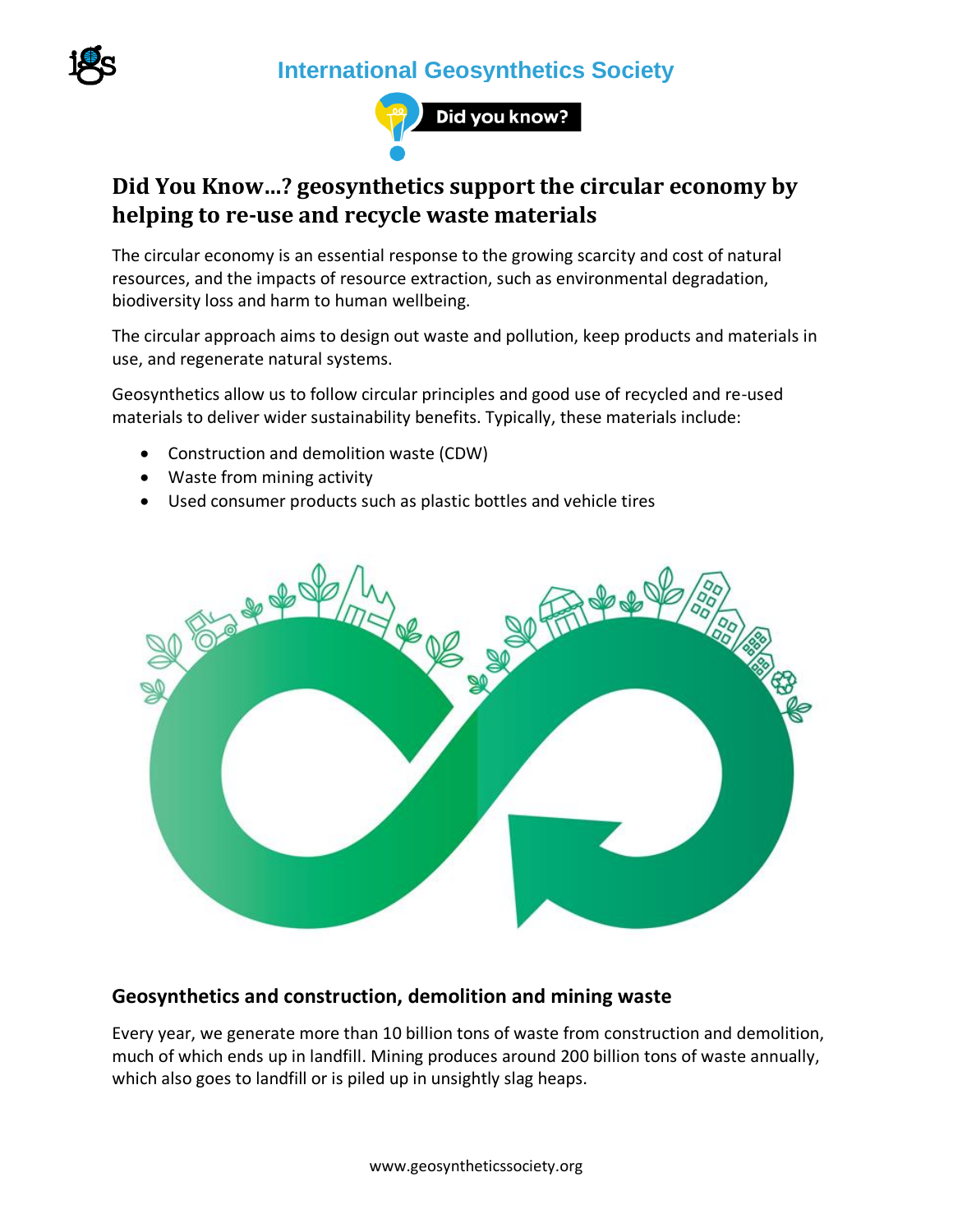# Did You Know…? geosynthetics support the circular economy by helping to re-use and recycle waste materials

The circular economy is an essential response to the growing scarcity and cost of natural resources, and the impacts of resource extraction, such as environmental degradation, biodiversity loss and harm to human wellbeing.

The circular approach aims to design out waste and pollution, keep products and materials in use, and regenerate natural systems.

Geosynthetics allow us to follow circular principles and good use of recycled and re-used materials to deliver wider sustainability benefits. Typically, these materials include:

- Construction and demolition waste (CDW)
- Waste from mining activity
- Used consumer products such as plastic bottles and vehicle tires

## Geosynthetics and construction, demolition and mining waste

Every year, we generate more than 10 billion tons of waste from construction and demolition, much of which ends up in landfill. Mining produces around 200 billion tons of waste annually, which also goes to landfill or is piled up in unsightly slag heaps.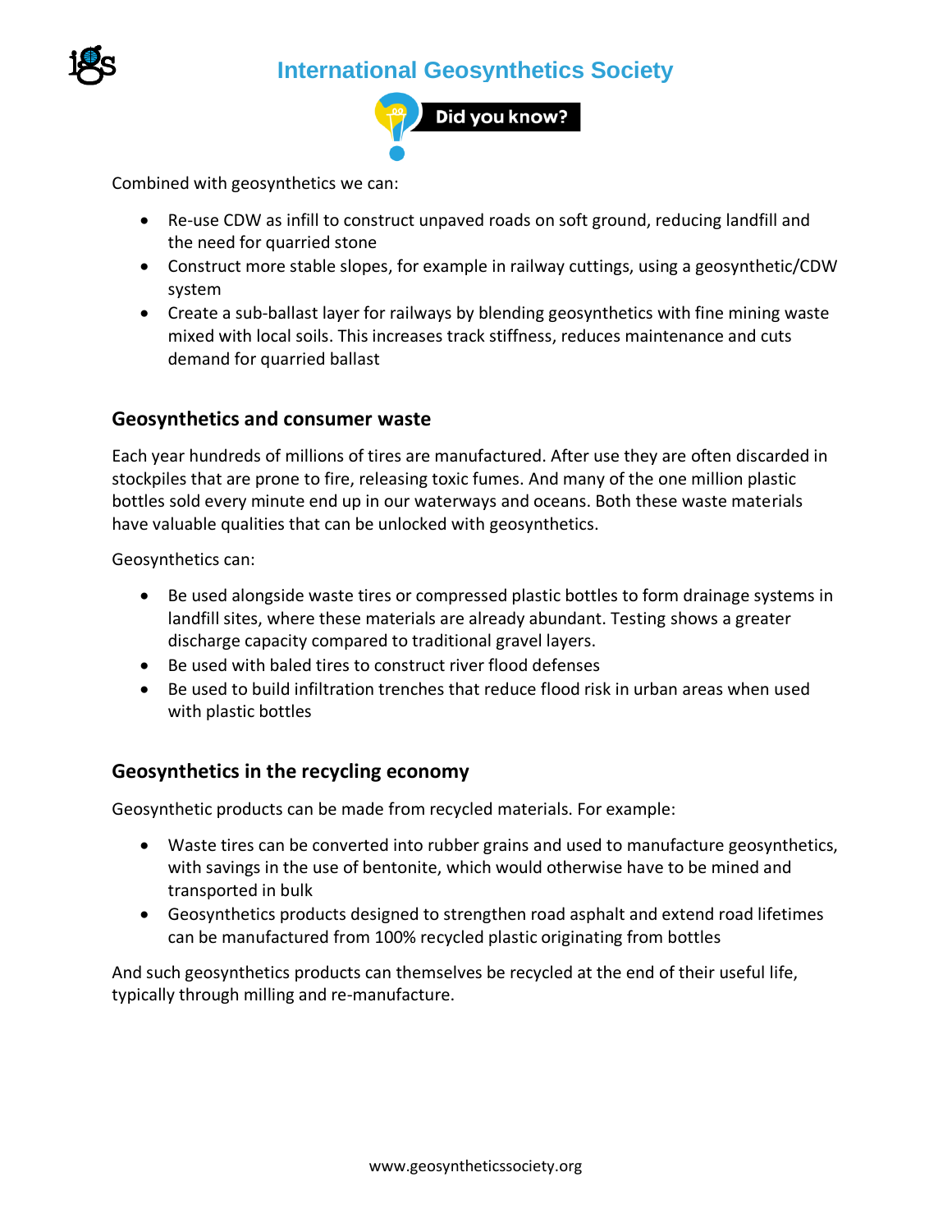Combined with geosynthetics we can:

- Re-use CDW as infill to construct unpaved roads on soft ground, reducing landfill and the need for quarried stone
- Construct more stable slopes, for example in railway cuttings, using a geosynthetic/CDW system
- Create a sub-ballast layer for railways by blending geosynthetics with fine mining waste mixed with local soils. This increases track stiffness, reduces maintenance and cuts demand for quarried ballast

### Geosynthetics and consumer waste

Each year hundreds of millions of tires are manufactured. After use they are often discarded in stockpiles that are prone to fire, releasing toxic fumes. And many of the one million plastic bottles sold every minute end up in our waterways and oceans. Both these waste materials have valuable qualities that can be unlocked with geosynthetics.

Geosynthetics can:

- Be used alongside waste tires or compressed plastic bottles to form drainage systems in landfill sites, where these materials are already abundant. Testing shows a greater discharge capacity compared to traditional gravel layers.
- Be used with baled tires to construct river flood defenses
- Be used to build infiltration trenches that reduce flood risk in urban areas when used with plastic bottles

### Geosynthetics in the recycling economy

Geosynthetic products can be made from recycled materials. For example:

- Waste tires can be converted into rubber grains and used to manufacture geosynthetics, with savings in the use of bentonite, which would otherwise have to be mined and transported in bulk
- Geosynthetics products designed to strengthen road asphalt and extend road lifetimes can be manufactured from 100% recycled plastic originating from bottles

And such geosynthetics products can themselves be recycled at the end of their useful life, typically through milling and re-manufacture.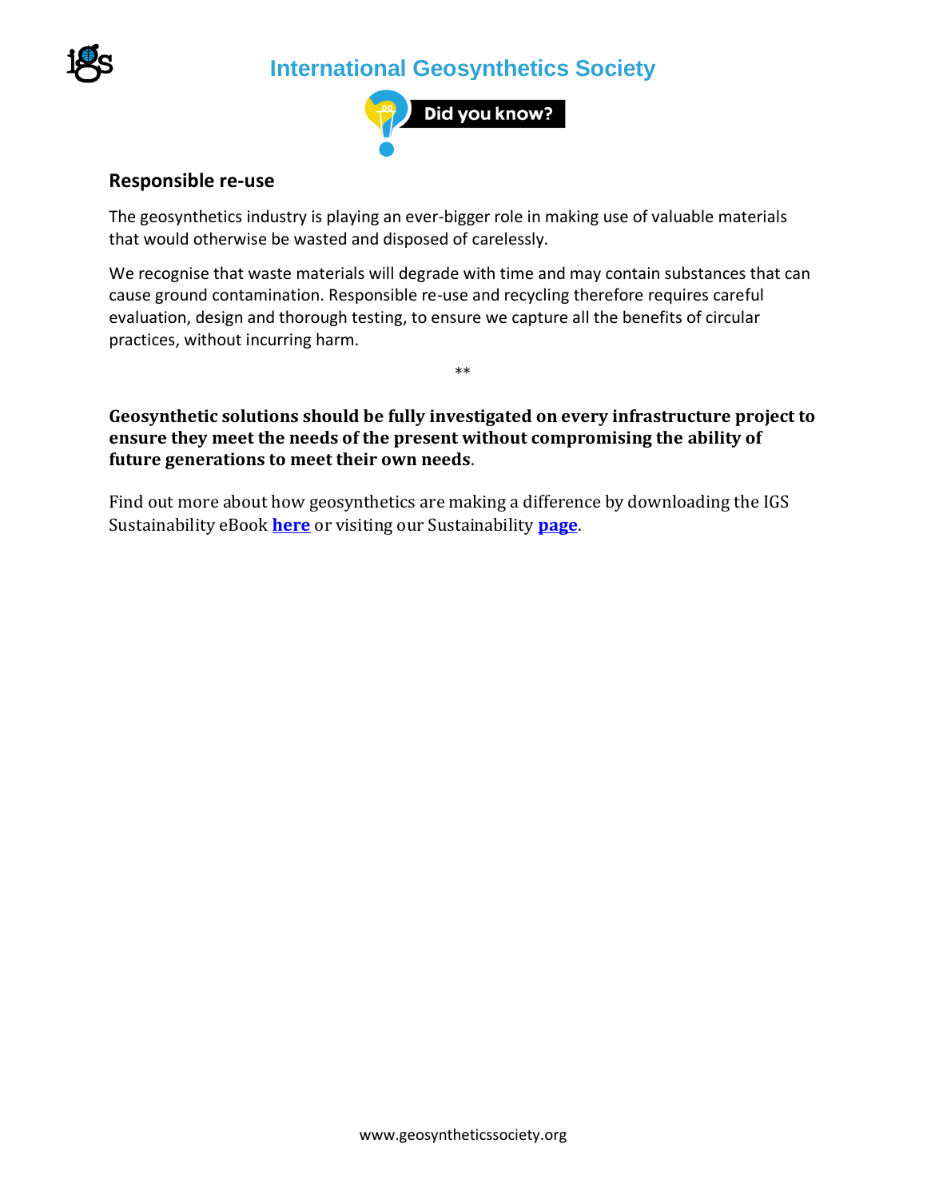International Geosynthetics Society

Did you know?

## Responsible re-use

The geosynthetics industry is playing an ever-bigger role in making use of valuable materials that would otherwise be wasted and disposed of carelessly.

We recognise that waste materials will degrade with time and may contain substances that can cause ground contamination. Responsible re-use and recycling therefore requires careful evaluation, design and thorough testing, to ensure we capture all the benefits of circular practices, without incurring harm.

**

**Geosynthetic solutions should be fully investigated on every infrastructure project to ensure they meet the needs of the present without compromising the ability of future generations to meet their own needs**.

Find out more about how geosynthetics are making a difference by downloading the IGS Sustainability eBook **here** or visiting our Sustainability **page**.

www.geosyntheticssociety.org